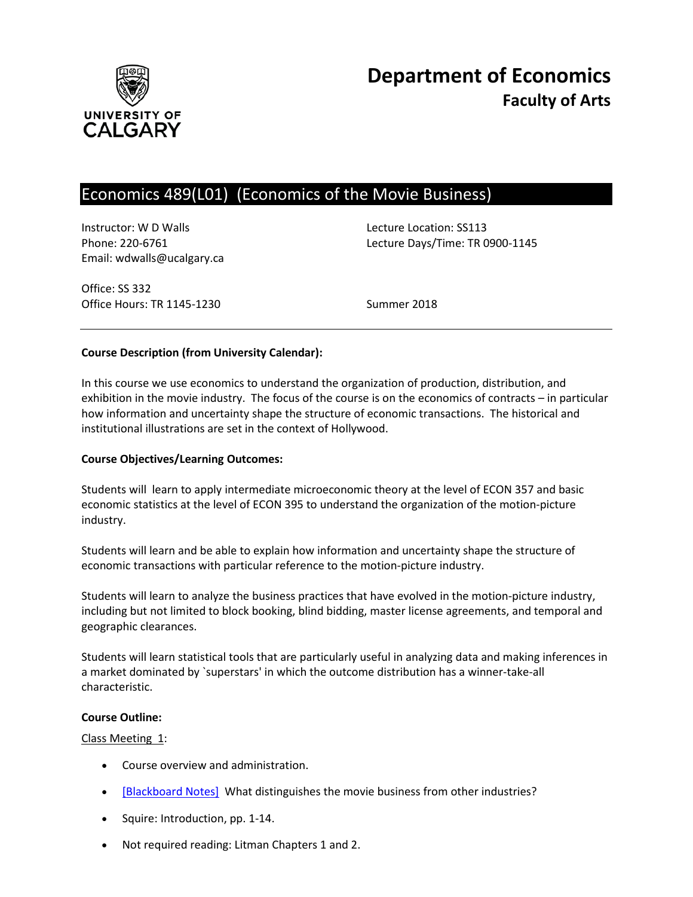# Department of Economics
## Faculty of Arts

## Economics 489(L01) (Economics of the Movie Business)

Instructor: W D Walls
Phone: 220-6761
Email: wdwalls@ucalgary.ca

Office: SS 332
Office Hours: TR 1145-1230

Lecture Location: SS113
Lecture Days/Time: TR 0900-1145

Summer 2018

---

**Course Description (from University Calendar):**

In this course we use economics to understand the organization of production, distribution, and exhibition in the movie industry. The focus of the course is on the economics of contracts – in particular how information and uncertainty shape the structure of economic transactions. The historical and institutional illustrations are set in the context of Hollywood.

**Course Objectives/Learning Outcomes:**

Students will learn to apply intermediate microeconomic theory at the level of ECON 357 and basic economic statistics at the level of ECON 395 to understand the organization of the motion-picture industry.

Students will learn and be able to explain how information and uncertainty shape the structure of economic transactions with particular reference to the motion-picture industry.

Students will learn to analyze the business practices that have evolved in the motion-picture industry, including but not limited to block booking, blind bidding, master license agreements, and temporal and geographic clearances.

Students will learn statistical tools that are particularly useful in analyzing data and making inferences in a market dominated by `superstars' in which the outcome distribution has a winner-take-all characteristic.

**Course Outline:**

Class Meeting 1:

- Course overview and administration.
- [Blackboard Notes] What distinguishes the movie business from other industries?
- Squire: Introduction, pp. 1-14.
- Not required reading: Litman Chapters 1 and 2.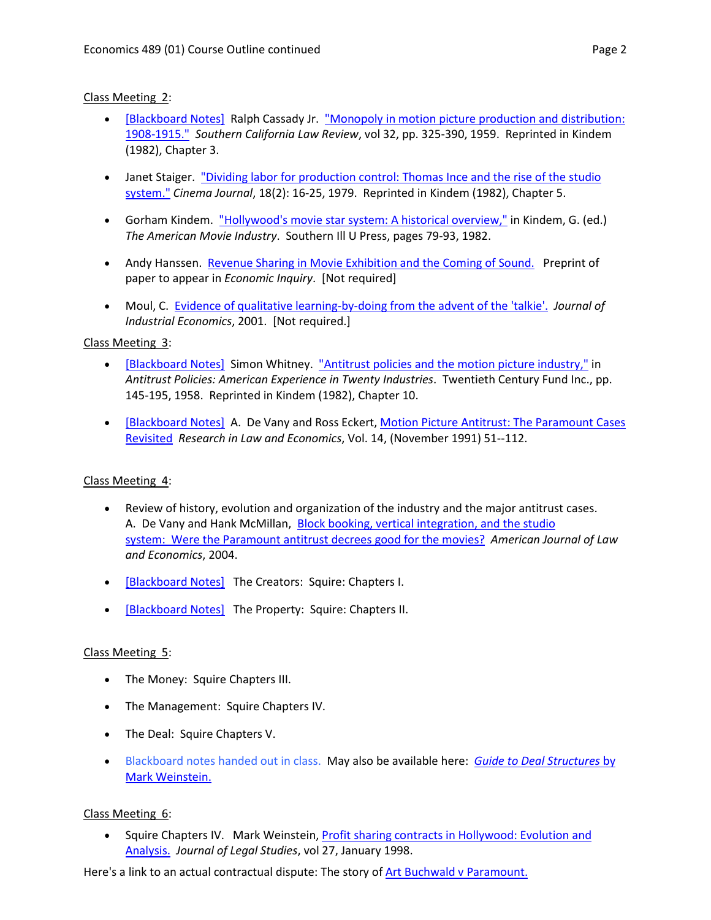Class Meeting 2:

- [Blackboard Notes] Ralph Cassady Jr. "Monopoly in motion picture production and distribution: 1908-1915." *Southern California Law Review*, vol 32, pp. 325-390, 1959. Reprinted in Kindem (1982), Chapter 3.

- Janet Staiger. "Dividing labor for production control: Thomas Ince and the rise of the studio system." *Cinema Journal*, 18(2): 16-25, 1979. Reprinted in Kindem (1982), Chapter 5.

- Gorham Kindem. "Hollywood's movie star system: A historical overview," in Kindem, G. (ed.) *The American Movie Industry*. Southern Ill U Press, pages 79-93, 1982.

- Andy Hanssen. Revenue Sharing in Movie Exhibition and the Coming of Sound. Preprint of paper to appear in *Economic Inquiry*. [Not required]

- Moul, C. Evidence of qualitative learning-by-doing from the advent of the 'talkie'. *Journal of Industrial Economics*, 2001. [Not required.]

Class Meeting 3:

- [Blackboard Notes] Simon Whitney. "Antitrust policies and the motion picture industry," in *Antitrust Policies: American Experience in Twenty Industries*. Twentieth Century Fund Inc., pp. 145-195, 1958. Reprinted in Kindem (1982), Chapter 10.

- [Blackboard Notes] A. De Vany and Ross Eckert, Motion Picture Antitrust: The Paramount Cases Revisited *Research in Law and Economics*, Vol. 14, (November 1991) 51--112.

Class Meeting 4:

- Review of history, evolution and organization of the industry and the major antitrust cases. A. De Vany and Hank McMillan, Block booking, vertical integration, and the studio system: Were the Paramount antitrust decrees good for the movies? *American Journal of Law and Economics*, 2004.

- [Blackboard Notes] The Creators: Squire: Chapters I.

- [Blackboard Notes] The Property: Squire: Chapters II.

Class Meeting 5:

- The Money: Squire Chapters III.

- The Management: Squire Chapters IV.

- The Deal: Squire Chapters V.

- Blackboard notes handed out in class. May also be available here: *Guide to Deal Structures* by Mark Weinstein.

Class Meeting 6:

- Squire Chapters IV. Mark Weinstein, Profit sharing contracts in Hollywood: Evolution and Analysis. *Journal of Legal Studies*, vol 27, January 1998.

Here's a link to an actual contractual dispute: The story of Art Buchwald v Paramount.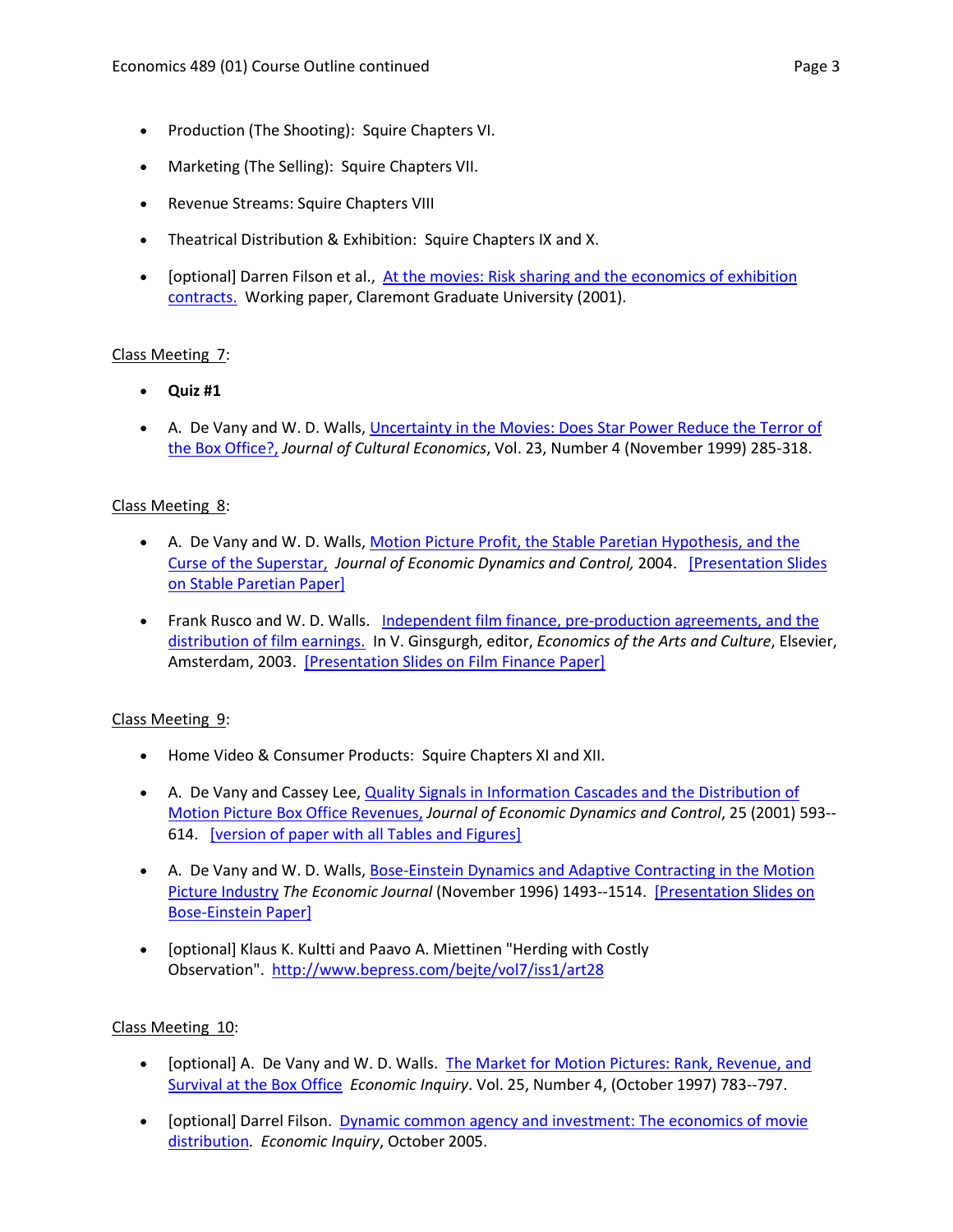- Production (The Shooting): Squire Chapters VI.
- Marketing (The Selling): Squire Chapters VII.
- Revenue Streams: Squire Chapters VIII
- Theatrical Distribution & Exhibition: Squire Chapters IX and X.
- [optional] Darren Filson et al., At the movies: Risk sharing and the economics of exhibition contracts. Working paper, Claremont Graduate University (2001).

Class Meeting 7:

- **Quiz #1**
- A. De Vany and W. D. Walls, Uncertainty in the Movies: Does Star Power Reduce the Terror of the Box Office?, *Journal of Cultural Economics*, Vol. 23, Number 4 (November 1999) 285-318.

Class Meeting 8:

- A. De Vany and W. D. Walls, Motion Picture Profit, the Stable Paretian Hypothesis, and the Curse of the Superstar, *Journal of Economic Dynamics and Control,* 2004. [Presentation Slides on Stable Paretian Paper]
- Frank Rusco and W. D. Walls. Independent film finance, pre-production agreements, and the distribution of film earnings. In V. Ginsgurgh, editor, *Economics of the Arts and Culture*, Elsevier, Amsterdam, 2003. [Presentation Slides on Film Finance Paper]

Class Meeting 9:

- Home Video & Consumer Products: Squire Chapters XI and XII.
- A. De Vany and Cassey Lee, Quality Signals in Information Cascades and the Distribution of Motion Picture Box Office Revenues, *Journal of Economic Dynamics and Control*, 25 (2001) 593--614. [version of paper with all Tables and Figures]
- A. De Vany and W. D. Walls, Bose-Einstein Dynamics and Adaptive Contracting in the Motion Picture Industry *The Economic Journal* (November 1996) 1493--1514. [Presentation Slides on Bose-Einstein Paper]
- [optional] Klaus K. Kultti and Paavo A. Miettinen "Herding with Costly Observation". http://www.bepress.com/bejte/vol7/iss1/art28

Class Meeting 10:

- [optional] A. De Vany and W. D. Walls. The Market for Motion Pictures: Rank, Revenue, and Survival at the Box Office *Economic Inquiry*. Vol. 25, Number 4, (October 1997) 783--797.
- [optional] Darrel Filson. Dynamic common agency and investment: The economics of movie distribution. *Economic Inquiry*, October 2005.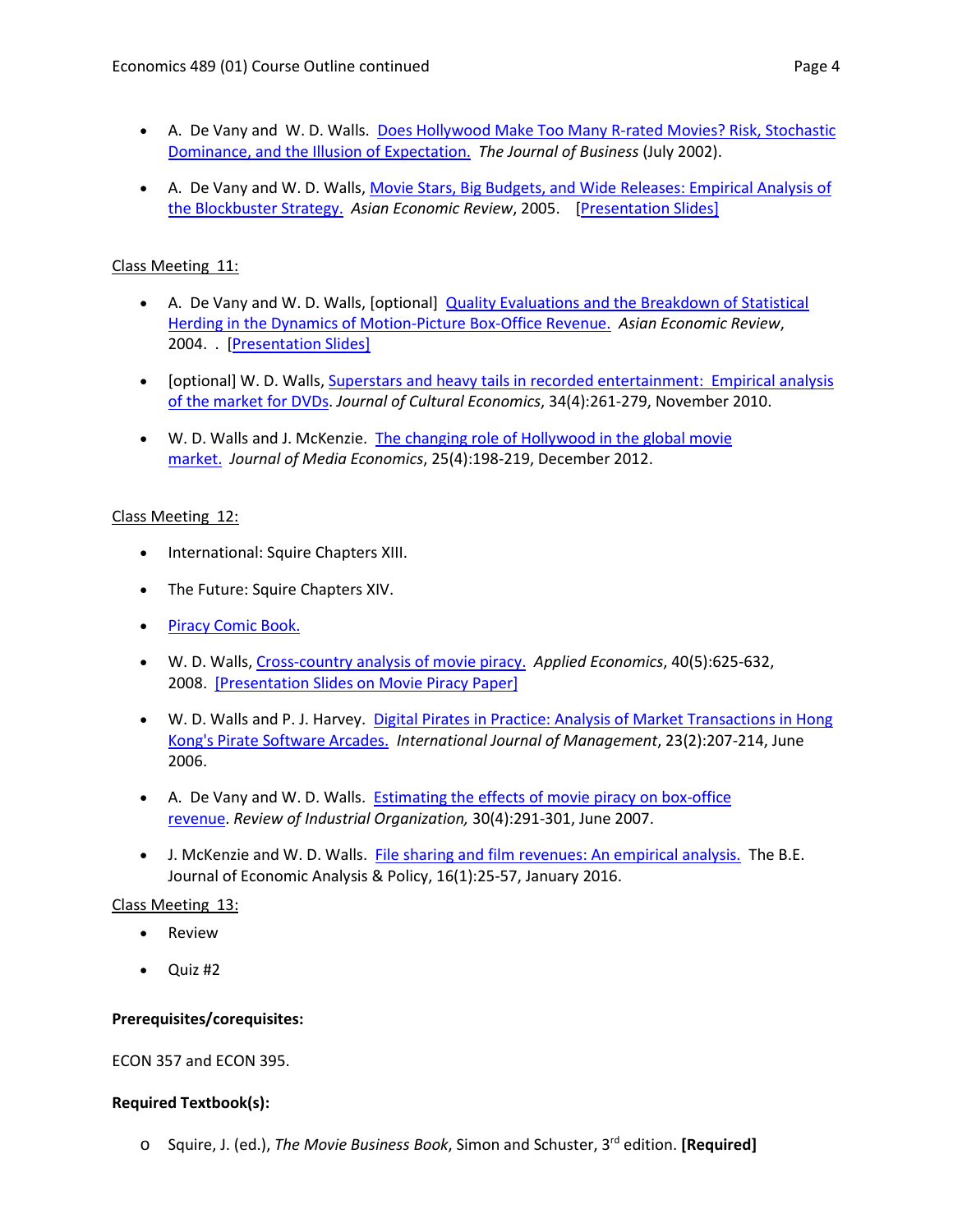- A. De Vany and W. D. Walls. Does Hollywood Make Too Many R-rated Movies? Risk, Stochastic Dominance, and the Illusion of Expectation. *The Journal of Business* (July 2002).

- A. De Vany and W. D. Walls, Movie Stars, Big Budgets, and Wide Releases: Empirical Analysis of the Blockbuster Strategy. *Asian Economic Review*, 2005. [Presentation Slides]

Class Meeting 11:

- A. De Vany and W. D. Walls, [optional] Quality Evaluations and the Breakdown of Statistical Herding in the Dynamics of Motion-Picture Box-Office Revenue. *Asian Economic Review*, 2004. . [Presentation Slides]

- [optional] W. D. Walls, Superstars and heavy tails in recorded entertainment: Empirical analysis of the market for DVDs. *Journal of Cultural Economics*, 34(4):261-279, November 2010.

- W. D. Walls and J. McKenzie. The changing role of Hollywood in the global movie market. *Journal of Media Economics*, 25(4):198-219, December 2012.

Class Meeting 12:

- International: Squire Chapters XIII.

- The Future: Squire Chapters XIV.

- Piracy Comic Book.

- W. D. Walls, Cross-country analysis of movie piracy. *Applied Economics*, 40(5):625-632, 2008. [Presentation Slides on Movie Piracy Paper]

- W. D. Walls and P. J. Harvey. Digital Pirates in Practice: Analysis of Market Transactions in Hong Kong's Pirate Software Arcades. *International Journal of Management*, 23(2):207-214, June 2006.

- A. De Vany and W. D. Walls. Estimating the effects of movie piracy on box-office revenue. *Review of Industrial Organization,* 30(4):291-301, June 2007.

- J. McKenzie and W. D. Walls. File sharing and film revenues: An empirical analysis. The B.E. Journal of Economic Analysis & Policy, 16(1):25-57, January 2016.

Class Meeting 13:

- Review

- Quiz #2

**Prerequisites/corequisites:**

ECON 357 and ECON 395.

**Required Textbook(s):**

- Squire, J. (ed.), *The Movie Business Book*, Simon and Schuster, 3rd edition. **[Required]**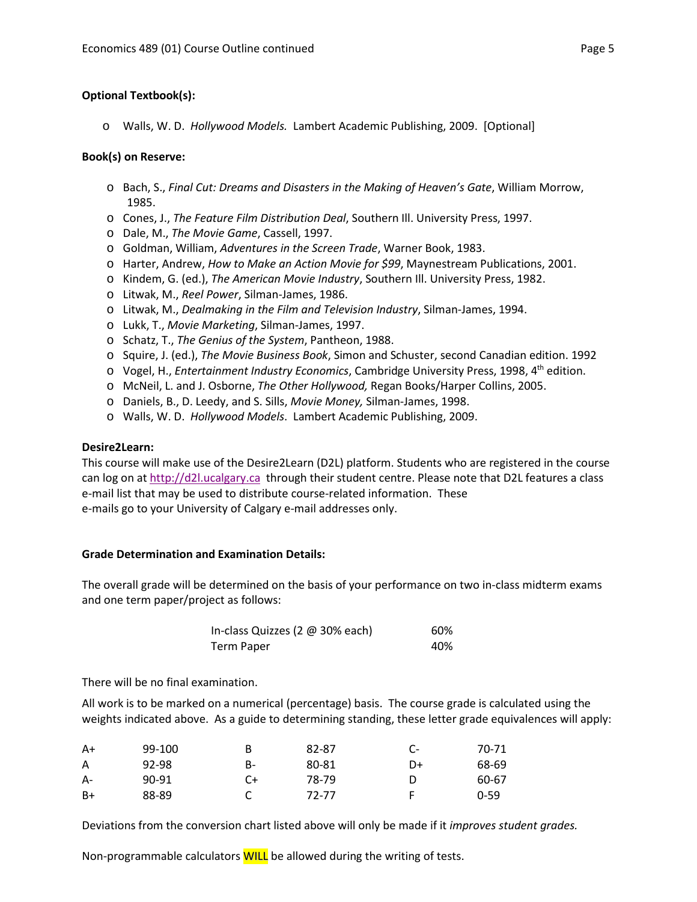**Optional Textbook(s):**

- Walls, W. D. *Hollywood Models.* Lambert Academic Publishing, 2009. [Optional]

**Book(s) on Reserve:**

- Bach, S., *Final Cut: Dreams and Disasters in the Making of Heaven's Gate*, William Morrow, 1985.
- Cones, J., *The Feature Film Distribution Deal*, Southern Ill. University Press, 1997.
- Dale, M., *The Movie Game*, Cassell, 1997.
- Goldman, William, *Adventures in the Screen Trade*, Warner Book, 1983.
- Harter, Andrew, *How to Make an Action Movie for $99*, Maynestream Publications, 2001.
- Kindem, G. (ed.), *The American Movie Industry*, Southern Ill. University Press, 1982.
- Litwak, M., *Reel Power*, Silman-James, 1986.
- Litwak, M., *Dealmaking in the Film and Television Industry*, Silman-James, 1994.
- Lukk, T., *Movie Marketing*, Silman-James, 1997.
- Schatz, T., *The Genius of the System*, Pantheon, 1988.
- Squire, J. (ed.), *The Movie Business Book*, Simon and Schuster, second Canadian edition. 1992
- Vogel, H., *Entertainment Industry Economics*, Cambridge University Press, 1998, 4th edition.
- McNeil, L. and J. Osborne, *The Other Hollywood,* Regan Books/Harper Collins, 2005.
- Daniels, B., D. Leedy, and S. Sills, *Movie Money,* Silman-James, 1998.
- Walls, W. D. *Hollywood Models*. Lambert Academic Publishing, 2009.

**Desire2Learn:**

This course will make use of the Desire2Learn (D2L) platform. Students who are registered in the course can log on at http://d2l.ucalgary.ca through their student centre. Please note that D2L features a class e-mail list that may be used to distribute course-related information. These e-mails go to your University of Calgary e-mail addresses only.

**Grade Determination and Examination Details:**

The overall grade will be determined on the basis of your performance on two in-class midterm exams and one term paper/project as follows:

| | |
|---|---|
| In-class Quizzes (2 @ 30% each) | 60% |
| Term Paper | 40% |

There will be no final examination.

All work is to be marked on a numerical (percentage) basis. The course grade is calculated using the weights indicated above. As a guide to determining standing, these letter grade equivalences will apply:

| | | | | | |
|---|---|---|---|---|---|
| A+ | 99-100 | B | 82-87 | C- | 70-71 |
| A | 92-98 | B- | 80-81 | D+ | 68-69 |
| A- | 90-91 | C+ | 78-79 | D | 60-67 |
| B+ | 88-89 | C | 72-77 | F | 0-59 |

Deviations from the conversion chart listed above will only be made if it *improves student grades.*

Non-programmable calculators WILL be allowed during the writing of tests.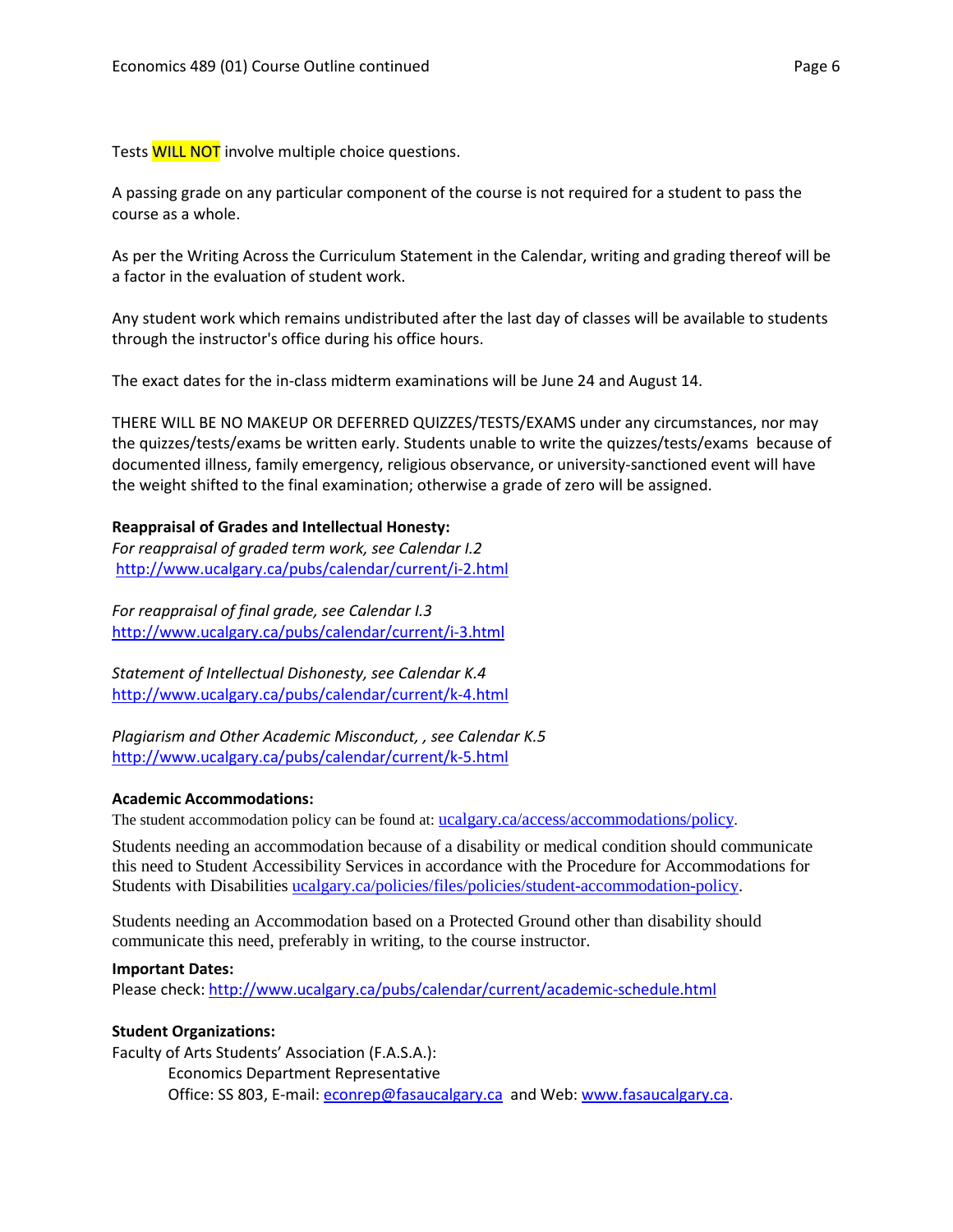Tests **WILL NOT** involve multiple choice questions.

A passing grade on any particular component of the course is not required for a student to pass the course as a whole.

As per the Writing Across the Curriculum Statement in the Calendar, writing and grading thereof will be a factor in the evaluation of student work.

Any student work which remains undistributed after the last day of classes will be available to students through the instructor's office during his office hours.

The exact dates for the in-class midterm examinations will be June 24 and August 14.

THERE WILL BE NO MAKEUP OR DEFERRED QUIZZES/TESTS/EXAMS under any circumstances, nor may the quizzes/tests/exams be written early. Students unable to write the quizzes/tests/exams because of documented illness, family emergency, religious observance, or university-sanctioned event will have the weight shifted to the final examination; otherwise a grade of zero will be assigned.

**Reappraisal of Grades and Intellectual Honesty:**

*For reappraisal of graded term work, see Calendar I.2*
http://www.ucalgary.ca/pubs/calendar/current/i-2.html

*For reappraisal of final grade, see Calendar I.3*
http://www.ucalgary.ca/pubs/calendar/current/i-3.html

*Statement of Intellectual Dishonesty, see Calendar K.4*
http://www.ucalgary.ca/pubs/calendar/current/k-4.html

*Plagiarism and Other Academic Misconduct, , see Calendar K.5*
http://www.ucalgary.ca/pubs/calendar/current/k-5.html

**Academic Accommodations:**

The student accommodation policy can be found at: ucalgary.ca/access/accommodations/policy.

Students needing an accommodation because of a disability or medical condition should communicate this need to Student Accessibility Services in accordance with the Procedure for Accommodations for Students with Disabilities ucalgary.ca/policies/files/policies/student-accommodation-policy.

Students needing an Accommodation based on a Protected Ground other than disability should communicate this need, preferably in writing, to the course instructor.

**Important Dates:**

Please check: http://www.ucalgary.ca/pubs/calendar/current/academic-schedule.html

**Student Organizations:**

Faculty of Arts Students' Association (F.A.S.A.):

Economics Department Representative
Office: SS 803, E-mail: econrep@fasaucalgary.ca and Web: www.fasaucalgary.ca.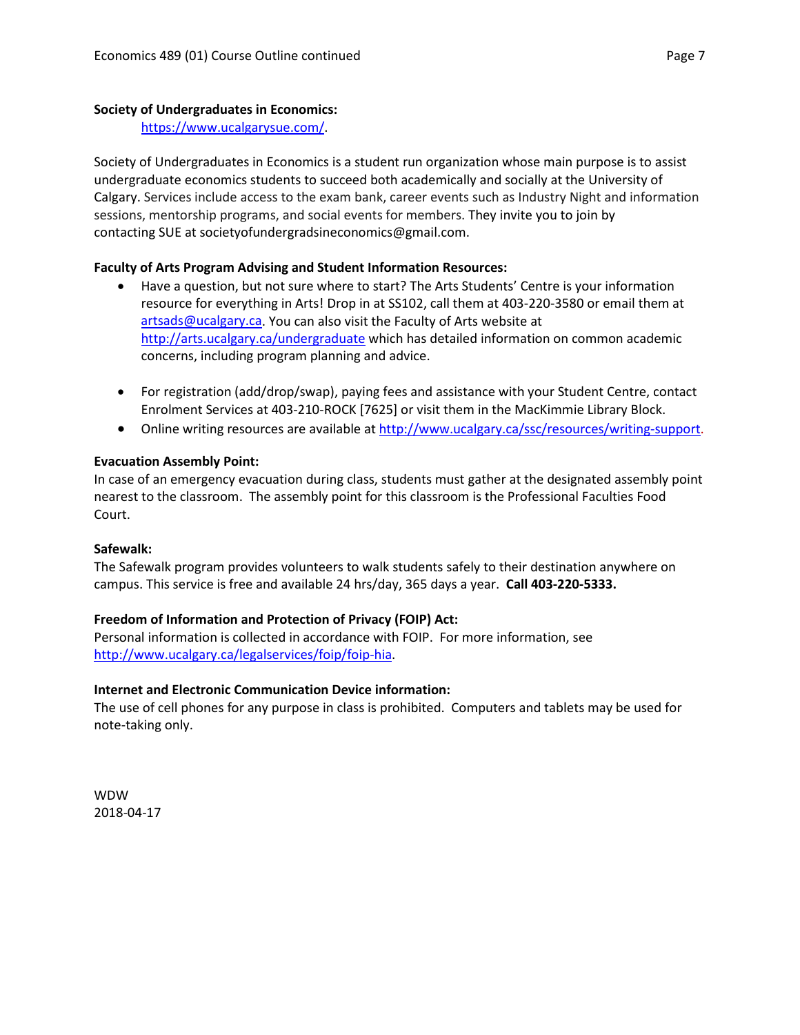**Society of Undergraduates in Economics:**

https://www.ucalgarysue.com/.

Society of Undergraduates in Economics is a student run organization whose main purpose is to assist undergraduate economics students to succeed both academically and socially at the University of Calgary. Services include access to the exam bank, career events such as Industry Night and information sessions, mentorship programs, and social events for members. They invite you to join by contacting SUE at societyofundergradsineconomics@gmail.com.

**Faculty of Arts Program Advising and Student Information Resources:**

- Have a question, but not sure where to start? The Arts Students' Centre is your information resource for everything in Arts! Drop in at SS102, call them at 403-220-3580 or email them at artsads@ucalgary.ca. You can also visit the Faculty of Arts website at http://arts.ucalgary.ca/undergraduate which has detailed information on common academic concerns, including program planning and advice.

- For registration (add/drop/swap), paying fees and assistance with your Student Centre, contact Enrolment Services at 403-210-ROCK [7625] or visit them in the MacKimmie Library Block.
- Online writing resources are available at http://www.ucalgary.ca/ssc/resources/writing-support.

**Evacuation Assembly Point:**

In case of an emergency evacuation during class, students must gather at the designated assembly point nearest to the classroom. The assembly point for this classroom is the Professional Faculties Food Court.

**Safewalk:**

The Safewalk program provides volunteers to walk students safely to their destination anywhere on campus. This service is free and available 24 hrs/day, 365 days a year. **Call 403-220-5333.**

**Freedom of Information and Protection of Privacy (FOIP) Act:**

Personal information is collected in accordance with FOIP. For more information, see http://www.ucalgary.ca/legalservices/foip/foip-hia.

**Internet and Electronic Communication Device information:**

The use of cell phones for any purpose in class is prohibited. Computers and tablets may be used for note-taking only.

WDW
2018-04-17